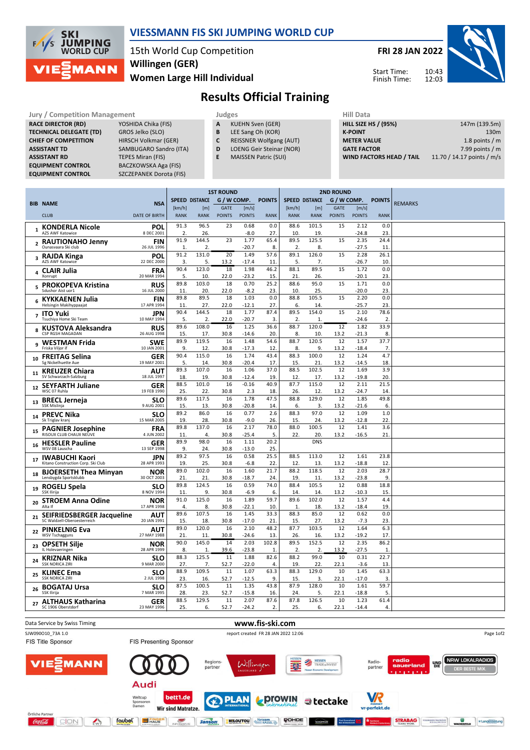# VIESSMANN FIS SKI JUMPING WORLD CUP

15th World Cup Competition
Willingen (GER)
Women Large Hill Individual

FRI 28 JAN 2022

Start Time: 10:43
Finish Time: 12:03

## Results Official Training

| Jury / Competition Management | |
|---|---|
| RACE DIRECTOR (RD) | YOSHIDA Chika (FIS) |
| TECHNICAL DELEGATE (TD) | GROS Jelko (SLO) |
| CHIEF OF COMPETITION | HIRSCH Volkmar (GER) |
| ASSISTANT TD | SAMBUGARO Sandro (ITA) |
| ASSISTANT RD | TEPES Miran (FIS) |
| EQUIPMENT CONTROL | BACZKOWSKA Aga (FIS) |
| EQUIPMENT CONTROL | SZCZEPANEK Dorota (FIS) |

| Judges | |
|---|---|
| A | KUEHN Sven (GER) |
| B | LEE Sang Oh (KOR) |
| C | REISSNER Wolfgang (AUT) |
| D | LOENG Geir Steinar (NOR) |
| E | MAISSEN Patric (SUI) |

| Hill Data | |
|---|---|
| HILL SIZE HS / (95%) | 147m (139.5m) |
| K-POINT | 130m |
| METER VALUE | 1.8 points / m |
| GATE FACTOR | 7.99 points / m |
| WIND FACTORS HEAD / TAIL | 11.70 / 14.17 points / m/s |

| BIB | NAME / CLUB | NSA / DATE OF BIRTH | 1st R. SPEED [km/h] / RANK | DISTANCE [m] / RANK | GATE / POINTS | W COMP. [m/s] / POINTS | POINTS / RANK | 2nd R. SPEED [km/h] / RANK | DISTANCE [m] / RANK | GATE / POINTS | W COMP. [m/s] / POINTS | POINTS / RANK | REMARKS |
|---|---|---|---|---|---|---|---|---|---|---|---|---|---|
| 1 | KONDERLA Nicole / AZS AWF Katowice | POL / 8 DEC 2001 | 91.3 / 2. | 96.5 / 26. | 23 | 0.68 / -8.0 | 0.0 / 27. | 88.6 / 10. | 101.5 / 19. | 15 | 2.12 / -24.8 | 0.0 / 23. | |
| 2 | RAUTIONAHO Jenny / Ounasvaara Ski club | FIN / 26 JUL 1996 | 91.9 / 1. | 144.5 / 2. | 23 | 1.77 / -20.7 | 65.4 / 8. | 89.5 / 2. | 125.5 / 8. | 15 | 2.35 / -27.5 | 24.4 / 11. | |
| 3 | RAJDA Kinga / AZS AWF Katowice | POL / 22 DEC 2000 | 91.2 / 3. | 131.0 / 5. | 20 / 13.2 | 1.49 / -17.4 | 57.6 / 11. | 89.1 / 5. | 126.0 / 7. | 15 | 2.28 / -26.7 | 26.1 / 10. | |
| 4 | CLAIR Julia / Xonrupt | FRA / 20 MAR 1994 | 90.4 / 5. | 123.0 / 10. | 18 / 22.0 | 1.98 / -23.2 | 46.2 / 15. | 88.1 / 21. | 89.5 / 26. | 15 | 1.72 / -20.1 | 0.0 / 23. | |
| 5 | PROKOPEVA Kristina / Sdushor Aist uor1 | RUS / 16 JUL 2000 | 89.8 / 11. | 103.0 / 20. | 18 / 22.0 | 0.70 / -8.2 | 25.2 / 23. | 88.6 / 10. | 95.0 / 25. | 15 | 1.71 / -20.0 | 0.0 / 23. | |
| 6 | KYKKAENEN Julia / Helsingin Makihyppaajat | FIN / 17 APR 1994 | 89.8 / 11. | 89.5 / 27. | 18 / 22.0 | 1.03 / -12.1 | 0.0 / 27. | 88.8 / 6. | 105.5 / 14. | 15 | 2.20 / -25.7 | 0.0 / 23. | |
| 7 | ITO Yuki / Tsuchiya Home Ski Team | JPN / 10 MAY 1994 | 90.4 / 5. | 144.5 / 2. | 18 / 22.0 | 1.77 / -20.7 | 87.4 / 3. | 89.5 / 2. | 154.0 / 1. | 15 | 2.10 / -24.6 | 78.6 / 2. | |
| 8 | KUSTOVA Aleksandra / CSP RGSH MAGADAN | RUS / 26 AUG 1998 | 89.6 / 15. | 108.0 / 17. | 16 / 30.8 | 1.25 / -14.6 | 36.6 / 20. | 88.7 / 8. | 120.0 / 10. | 12 / 13.2 | 1.82 / -21.3 | 33.9 / 8. | |
| 9 | WESTMAN Frida / Friska Viljor if | SWE / 10 JAN 2001 | 89.9 / 9. | 119.5 / 12. | 16 / 30.8 | 1.48 / -17.3 | 54.6 / 12. | 88.7 / 8. | 120.5 / 9. | 12 / 13.2 | 1.57 / -18.4 | 37.7 / 7. | |
| 10 | FREITAG Selina / Sg Nickelhuette Aue | GER / 19 MAY 2001 | 90.4 / 5. | 115.0 / 14. | 16 / 30.8 | 1.74 / -20.4 | 43.4 / 17. | 88.3 / 15. | 100.0 / 21. | 12 / 13.2 | 1.24 / -14.5 | 4.7 / 18. | |
| 11 | KREUZER Chiara / SV Schwarzach-Salzburg | AUT / 18 JUL 1997 | 89.3 / 18. | 107.0 / 19. | 16 / 30.8 | 1.06 / -12.4 | 37.0 / 19. | 88.5 / 12. | 102.5 / 17. | 12 / 13.2 | 1.69 / -19.8 | 3.9 / 20. | |
| 12 | SEYFARTH Juliane / WSC 07 Ruhla | GER / 19 FEB 1990 | 88.5 / 25. | 101.0 / 22. | 16 / 30.8 | -0.16 / 2.3 | 40.9 / 18. | 87.7 / 26. | 115.0 / 12. | 12 / 13.2 | 2.11 / -24.7 | 21.5 / 14. | |
| 13 | BRECL Jerneja / SSK Mislinja | SLO / 9 AUG 2001 | 89.6 / 15. | 117.5 / 13. | 16 / 30.8 | 1.78 / -20.8 | 47.5 / 14. | 88.8 / 6. | 129.0 / 3. | 12 / 13.2 | 1.85 / -21.6 | 49.8 / 6. | |
| 14 | PREVC Nika / Sk Triglav kranj | SLO / 15 MAR 2005 | 89.2 / 19. | 86.0 / 28. | 16 / 30.8 | 0.77 / -9.0 | 2.6 / 26. | 88.3 / 15. | 97.0 / 24. | 12 / 13.2 | 1.09 / -12.8 | 1.0 / 22. | |
| 15 | PAGNIER Josephine / RISOUX CLUB CHAUX NEUVE | FRA / 4 JUN 2002 | 89.8 / 11. | 137.0 / 4. | 16 / 30.8 | 2.17 / -25.4 | 78.0 / 5. | 88.0 / 22. | 100.5 / 20. | 12 / 13.2 | 1.41 / -16.5 | 3.6 / 21. | |
| 16 | HESSLER Pauline / WSV 08 Lauscha | GER / 13 SEP 1998 | 89.9 / 9. | 98.0 / 24. | 16 / 30.8 | 1.11 / -13.0 | 20.2 / 25. | | DNS | | | | |
| 17 | IWABUCHI Kaori / Kitano Construction Corp. Ski Club | JPN / 28 APR 1993 | 89.2 / 19. | 97.5 / 25. | 16 / 30.8 | 0.58 / -6.8 | 25.5 / 22. | 88.5 / 12. | 113.0 / 13. | 12 / 13.2 | 1.61 / -18.8 | 23.8 / 12. | |
| 18 | BJOERSETH Thea Minyan / Lensbygda Sportsklubb | NOR / 30 OCT 2003 | 89.0 / 21. | 102.0 / 21. | 16 / 30.8 | 1.60 / -18.7 | 21.7 / 24. | 88.2 / 19. | 118.5 / 11. | 12 / 13.2 | 2.03 / -23.8 | 28.7 / 9. | |
| 19 | ROGELJ Spela / SSK Ilirija | SLO / 8 NOV 1994 | 89.8 / 11. | 124.5 / 9. | 16 / 30.8 | 0.59 / -6.9 | 74.0 / 6. | 88.4 / 14. | 105.5 / 14. | 12 / 13.2 | 0.88 / -10.3 | 18.8 / 15. | |
| 20 | STROEM Anna Odine / Alta If | NOR / 17 APR 1998 | 91.0 / 4. | 125.0 / 8. | 16 / 30.8 | 1.89 / -22.1 | 59.7 / 10. | 89.6 / 1. | 102.0 / 18. | 12 / 13.2 | 1.57 / -18.4 | 4.4 / 19. | |
| 21 | SEIFRIEDSBERGER Jacqueline / SC Waldzell-Oberoesterreich | AUT / 20 JAN 1991 | 89.6 / 15. | 107.5 / 18. | 16 / 30.8 | 1.45 / -17.0 | 33.3 / 21. | 88.3 / 15. | 85.0 / 27. | 12 / 13.2 | 0.62 / -7.3 | 0.0 / 23. | |
| 22 | PINKELNIG Eva / WSV Tschagguns | AUT / 27 MAY 1988 | 89.0 / 21. | 120.0 / 11. | 16 / 30.8 | 2.10 / -24.6 | 48.2 / 13. | 87.7 / 26. | 103.5 / 16. | 12 / 13.2 | 1.64 / -19.2 | 6.3 / 17. | |
| 23 | OPSETH Silje / IL Holevaeringen | NOR / 28 APR 1999 | 90.0 / 8. | 145.0 / 1. | 14 / 39.6 | 2.03 / -23.8 | 102.8 / 1. | 89.5 / 2. | 152.5 / 2. | 12 / 13.2 | 2.35 / -27.5 | 86.2 / 1. | |
| 24 | KRIZNAR Nika / SSK NORICA ZIRI | SLO / 9 MAR 2000 | 88.3 / 27. | 125.5 / 7. | 11 / 52.7 | 1.88 / -22.0 | 82.6 / 4. | 88.2 / 19. | 99.0 / 22. | 10 / 22.1 | 0.31 / -3.6 | 22.7 / 13. | |
| 25 | KLINEC Ema / SSK NORICA ZIRI | SLO / 2 JUL 1998 | 88.9 / 23. | 109.5 / 16. | 11 / 52.7 | 1.07 / -12.5 | 63.3 / 9. | 88.3 / 15. | 129.0 / 3. | 10 / 22.1 | 1.45 / -17.0 | 63.3 / 3. | |
| 26 | BOGATAJ Ursa / SSK Ilirija | SLO / 7 MAR 1995 | 87.5 / 28. | 100.5 / 23. | 11 / 52.7 | 1.35 / -15.8 | 43.8 / 16. | 87.9 / 24. | 128.0 / 5. | 10 / 22.1 | 1.61 / -18.8 | 59.7 / 5. | |
| 27 | ALTHAUS Katharina / SC 1906 Oberstdorf | GER / 23 MAY 1996 | 88.5 / 25. | 129.5 / 6. | 11 / 52.7 | 2.07 / -24.2 | 87.6 / 2. | 87.8 / 25. | 126.5 / 6. | 10 / 22.1 | 1.23 / -14.4 | 61.4 / 4. | |

Data Service by Swiss Timing — www.fis-ski.com

SJW090O10_73A 1.0 — report created FR 28 JAN 2022 12:06

FIS Title Sponsor — FIS Presenting Sponsor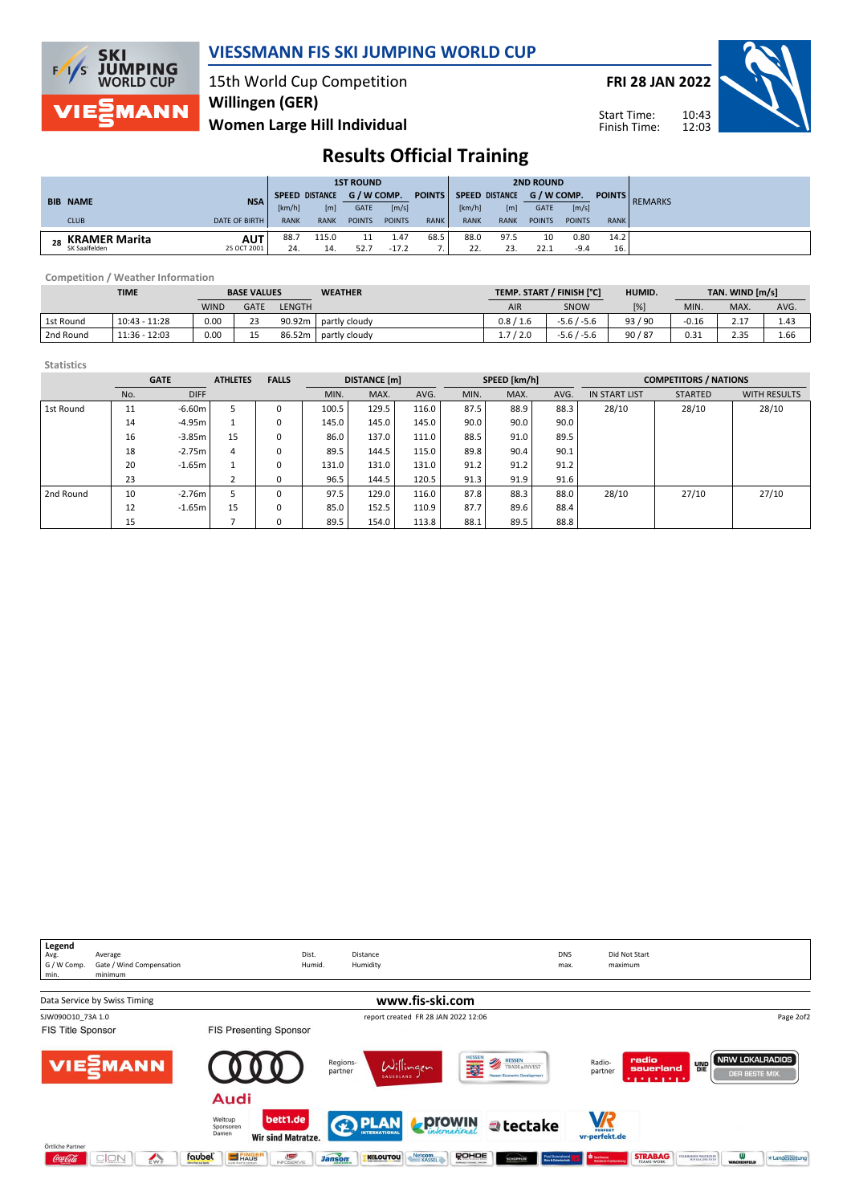# VIESSMANN FIS SKI JUMPING WORLD CUP

15th World Cup Competition
**Willingen (GER)**
**Women Large Hill Individual**

**FRI 28 JAN 2022**

Start Time: 10:43
Finish Time: 12:03

## Results Official Training

| BIB | NAME | NSA | 1ST ROUND SPEED [km/h] | DISTANCE [m] | G / W COMP. GATE | [m/s] | POINTS | 2ND ROUND SPEED [km/h] | DISTANCE [m] | G / W COMP. GATE | [m/s] | POINTS | REMARKS |
|---|---|---|---|---|---|---|---|---|---|---|---|---|---|
| | CLUB | DATE OF BIRTH | RANK | RANK | POINTS | POINTS | RANK | RANK | RANK | POINTS | POINTS | RANK | |
| 28 | KRAMER Marita | AUT | 88.7 | 115.0 | 11 | 1.47 | 68.5 | 88.0 | 97.5 | 10 | 0.80 | 14.2 | |
| | SK Saalfelden | 25 OCT 2001 | 24. | 14. | 52.7 | -17.2 | 7. | 22. | 23. | 22.1 | -9.4 | 16. | |

### Competition / Weather Information

| | TIME | BASE VALUES WIND | GATE | LENGTH | WEATHER | TEMP. START / FINISH [°C] AIR | SNOW | HUMID. [%] | TAN. WIND [m/s] MIN. | MAX. | AVG. |
|---|---|---|---|---|---|---|---|---|---|---|---|
| 1st Round | 10:43 - 11:28 | 0.00 | 23 | 90.92m | partly cloudy | 0.8 / 1.6 | -5.6 / -5.6 | 93 / 90 | -0.16 | 2.17 | 1.43 |
| 2nd Round | 11:36 - 12:03 | 0.00 | 15 | 86.52m | partly cloudy | 1.7 / 2.0 | -5.6 / -5.6 | 90 / 87 | 0.31 | 2.35 | 1.66 |

### Statistics

| | GATE No. | DIFF | ATHLETES | FALLS | DISTANCE [m] MIN. | MAX. | AVG. | SPEED [km/h] MIN. | MAX. | AVG. | COMPETITORS / NATIONS IN START LIST | STARTED | WITH RESULTS |
|---|---|---|---|---|---|---|---|---|---|---|---|---|---|
| 1st Round | 11 | -6.60m | 5 | 0 | 100.5 | 129.5 | 116.0 | 87.5 | 88.9 | 88.3 | 28/10 | 28/10 | 28/10 |
| | 14 | -4.95m | 1 | 0 | 145.0 | 145.0 | 145.0 | 90.0 | 90.0 | 90.0 | | | |
| | 16 | -3.85m | 15 | 0 | 86.0 | 137.0 | 111.0 | 88.5 | 91.0 | 89.5 | | | |
| | 18 | -2.75m | 4 | 0 | 89.5 | 144.5 | 115.0 | 89.8 | 90.4 | 90.1 | | | |
| | 20 | -1.65m | 1 | 0 | 131.0 | 131.0 | 131.0 | 91.2 | 91.2 | 91.2 | | | |
| | 23 | | 2 | 0 | 96.5 | 144.5 | 120.5 | 91.3 | 91.9 | 91.6 | | | |
| 2nd Round | 10 | -2.76m | 5 | 0 | 97.5 | 129.0 | 116.0 | 87.8 | 88.3 | 88.0 | 28/10 | 27/10 | 27/10 |
| | 12 | -1.65m | 15 | 0 | 85.0 | 152.5 | 110.9 | 87.7 | 89.6 | 88.4 | | | |
| | 15 | | 7 | 0 | 89.5 | 154.0 | 113.8 | 88.1 | 89.5 | 88.8 | | | |

**Legend**

| | | | | | |
|---|---|---|---|---|---|
| Avg. | Average | Dist. | Distance | DNS | Did Not Start |
| G / W Comp. | Gate / Wind Compensation | Humid. | Humidity | max. | maximum |
| min. | minimum | | | | |

Data Service by Swiss Timing
www.fis-ski.com
SJW090O10_73A 1.0
report created FR 28 JAN 2022 12:06

FIS Title Sponsor
FIS Presenting Sponsor
Regions-partner
Radio-partner
Weltcup Sponsoren Damen
Örtliche Partner